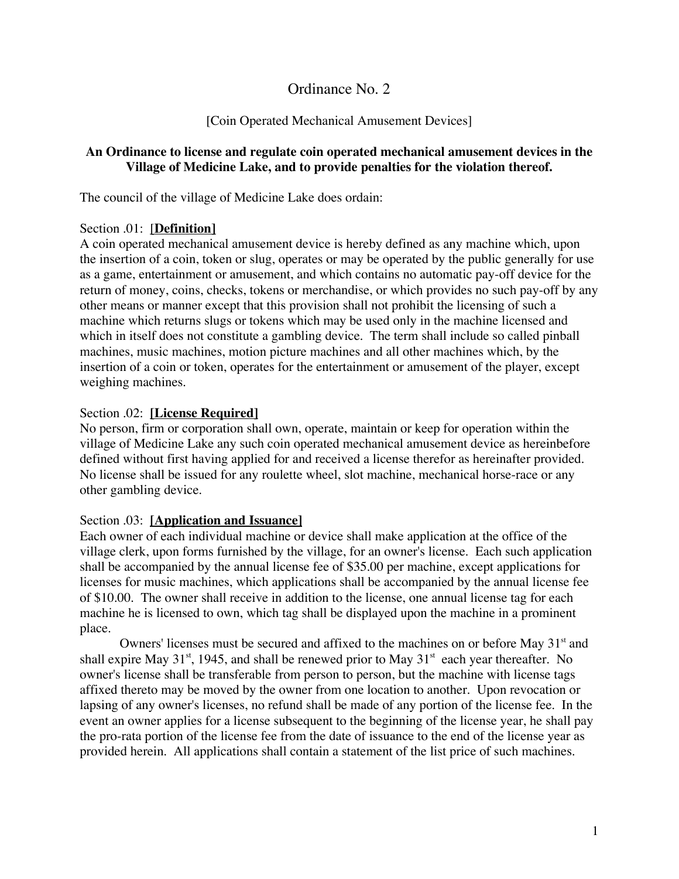# Ordinance No. 2

[Coin Operated Mechanical Amusement Devices]

**An Ordinance to license and regulate coin operated mechanical amusement devices in the Village of Medicine Lake, and to provide penalties for the violation thereof.**

The council of the village of Medicine Lake does ordain:

Section .01: **[Definition]**
A coin operated mechanical amusement device is hereby defined as any machine which, upon the insertion of a coin, token or slug, operates or may be operated by the public generally for use as a game, entertainment or amusement, and which contains no automatic pay-off device for the return of money, coins, checks, tokens or merchandise, or which provides no such pay-off by any other means or manner except that this provision shall not prohibit the licensing of such a machine which returns slugs or tokens which may be used only in the machine licensed and which in itself does not constitute a gambling device. The term shall include so called pinball machines, music machines, motion picture machines and all other machines which, by the insertion of a coin or token, operates for the entertainment or amusement of the player, except weighing machines.

Section .02: **[License Required]**
No person, firm or corporation shall own, operate, maintain or keep for operation within the village of Medicine Lake any such coin operated mechanical amusement device as hereinbefore defined without first having applied for and received a license therefor as hereinafter provided. No license shall be issued for any roulette wheel, slot machine, mechanical horse-race or any other gambling device.

Section .03: **[Application and Issuance]**
Each owner of each individual machine or device shall make application at the office of the village clerk, upon forms furnished by the village, for an owner's license. Each such application shall be accompanied by the annual license fee of $35.00 per machine, except applications for licenses for music machines, which applications shall be accompanied by the annual license fee of $10.00. The owner shall receive in addition to the license, one annual license tag for each machine he is licensed to own, which tag shall be displayed upon the machine in a prominent place.

Owners' licenses must be secured and affixed to the machines on or before May 31st and shall expire May 31st, 1945, and shall be renewed prior to May 31st each year thereafter. No owner's license shall be transferable from person to person, but the machine with license tags affixed thereto may be moved by the owner from one location to another. Upon revocation or lapsing of any owner's licenses, no refund shall be made of any portion of the license fee. In the event an owner applies for a license subsequent to the beginning of the license year, he shall pay the pro-rata portion of the license fee from the date of issuance to the end of the license year as provided herein. All applications shall contain a statement of the list price of such machines.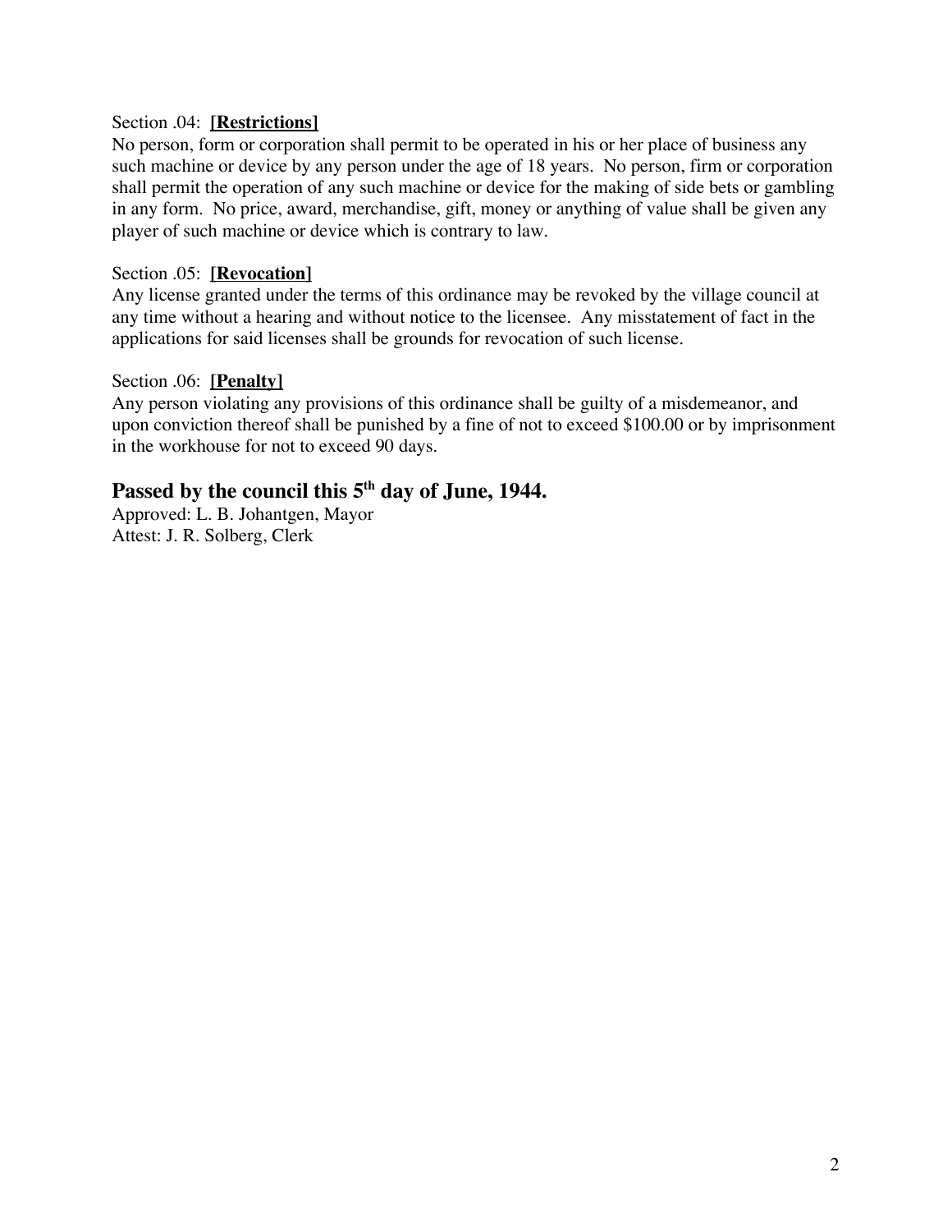Section .04: **[Restrictions]**
No person, form or corporation shall permit to be operated in his or her place of business any such machine or device by any person under the age of 18 years. No person, firm or corporation shall permit the operation of any such machine or device for the making of side bets or gambling in any form. No price, award, merchandise, gift, money or anything of value shall be given any player of such machine or device which is contrary to law.

Section .05: **[Revocation]**
Any license granted under the terms of this ordinance may be revoked by the village council at any time without a hearing and without notice to the licensee. Any misstatement of fact in the applications for said licenses shall be grounds for revocation of such license.

Section .06: **[Penalty]**
Any person violating any provisions of this ordinance shall be guilty of a misdemeanor, and upon conviction thereof shall be punished by a fine of not to exceed $100.00 or by imprisonment in the workhouse for not to exceed 90 days.

## Passed by the council this 5th day of June, 1944.

Approved: L. B. Johantgen, Mayor
Attest: J. R. Solberg, Clerk